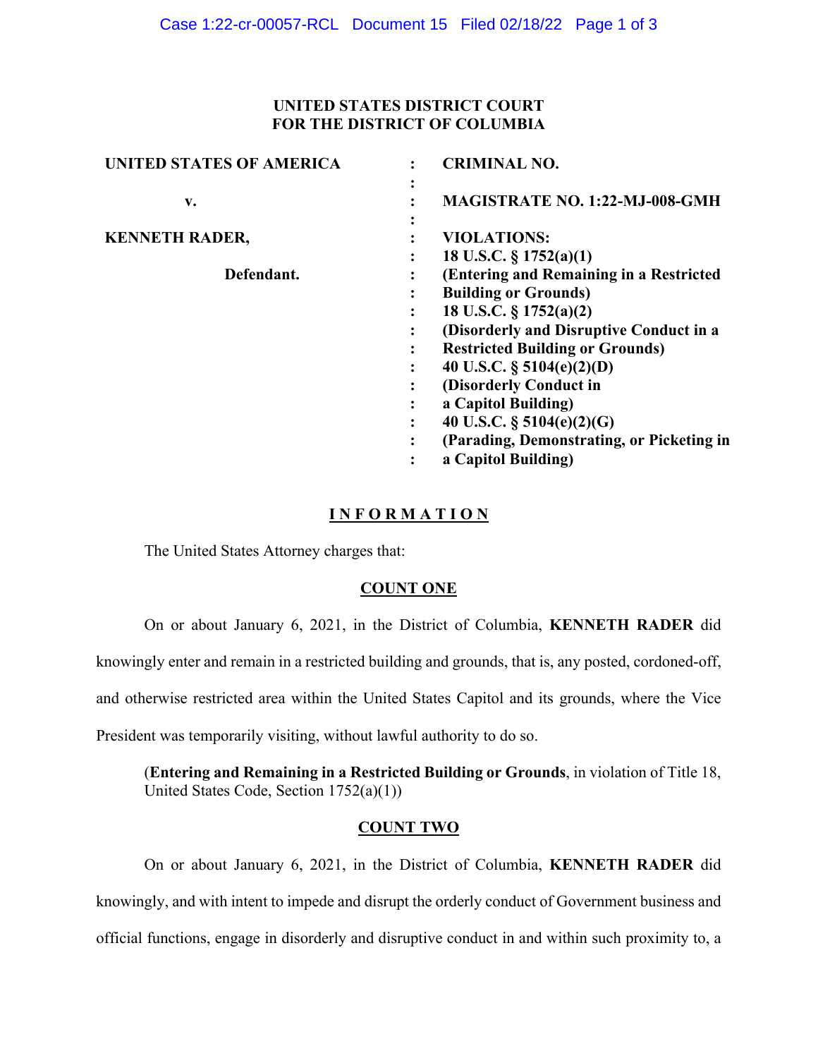**UNITED STATES DISTRICT COURT**
**FOR THE DISTRICT OF COLUMBIA**

| | | |
|---|---|---|
| **UNITED STATES OF AMERICA** | : | **CRIMINAL NO.** |
| | : | |
| **v.** | : | **MAGISTRATE NO. 1:22-MJ-008-GMH** |
| | : | |
| **KENNETH RADER,** | : | **VIOLATIONS:** |
| | : | **18 U.S.C. § 1752(a)(1)** |
| **Defendant.** | : | **(Entering and Remaining in a Restricted Building or Grounds)** |
| | : | **18 U.S.C. § 1752(a)(2)** |
| | : | **(Disorderly and Disruptive Conduct in a Restricted Building or Grounds)** |
| | : | **40 U.S.C. § 5104(e)(2)(D)** |
| | : | **(Disorderly Conduct in a Capitol Building)** |
| | : | **40 U.S.C. § 5104(e)(2)(G)** |
| | : | **(Parading, Demonstrating, or Picketing in a Capitol Building)** |

## I N F O R M A T I O N

The United States Attorney charges that:

### COUNT ONE

On or about January 6, 2021, in the District of Columbia, **KENNETH RADER** did knowingly enter and remain in a restricted building and grounds, that is, any posted, cordoned-off, and otherwise restricted area within the United States Capitol and its grounds, where the Vice President was temporarily visiting, without lawful authority to do so.

(**Entering and Remaining in a Restricted Building or Grounds**, in violation of Title 18, United States Code, Section 1752(a)(1))

### COUNT TWO

On or about January 6, 2021, in the District of Columbia, **KENNETH RADER** did knowingly, and with intent to impede and disrupt the orderly conduct of Government business and official functions, engage in disorderly and disruptive conduct in and within such proximity to, a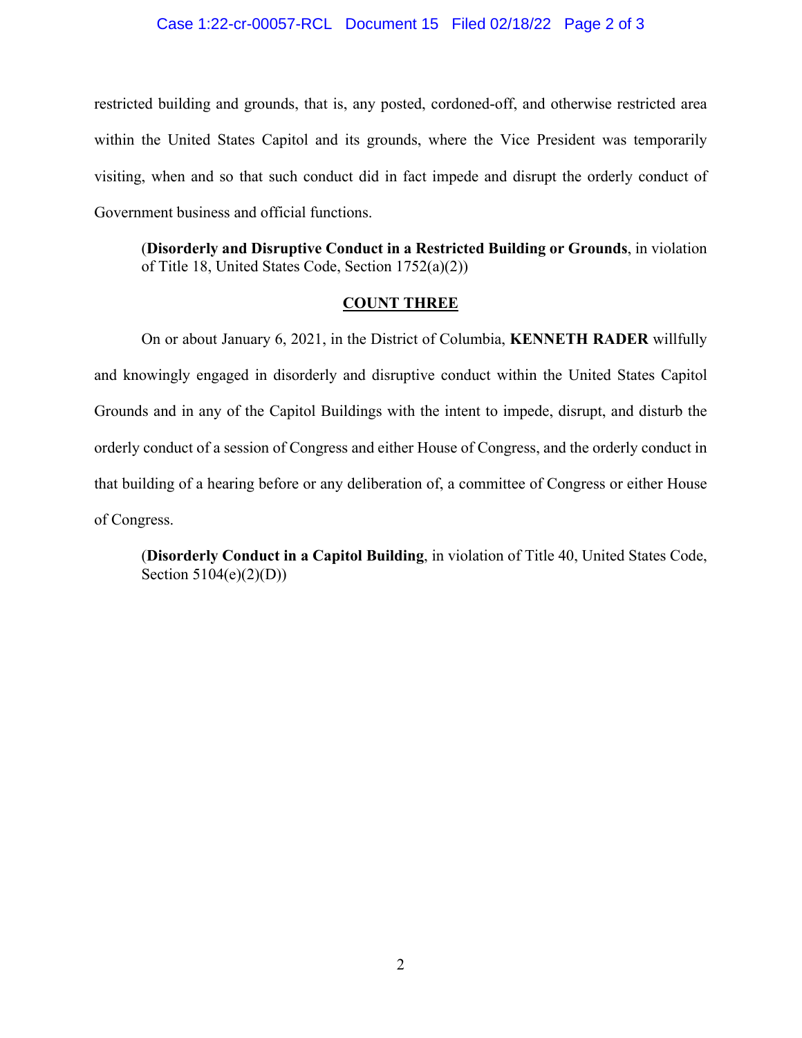restricted building and grounds, that is, any posted, cordoned-off, and otherwise restricted area within the United States Capitol and its grounds, where the Vice President was temporarily visiting, when and so that such conduct did in fact impede and disrupt the orderly conduct of Government business and official functions.

(**Disorderly and Disruptive Conduct in a Restricted Building or Grounds**, in violation of Title 18, United States Code, Section 1752(a)(2))

## COUNT THREE

On or about January 6, 2021, in the District of Columbia, **KENNETH RADER** willfully and knowingly engaged in disorderly and disruptive conduct within the United States Capitol Grounds and in any of the Capitol Buildings with the intent to impede, disrupt, and disturb the orderly conduct of a session of Congress and either House of Congress, and the orderly conduct in that building of a hearing before or any deliberation of, a committee of Congress or either House of Congress.

(**Disorderly Conduct in a Capitol Building**, in violation of Title 40, United States Code, Section 5104(e)(2)(D))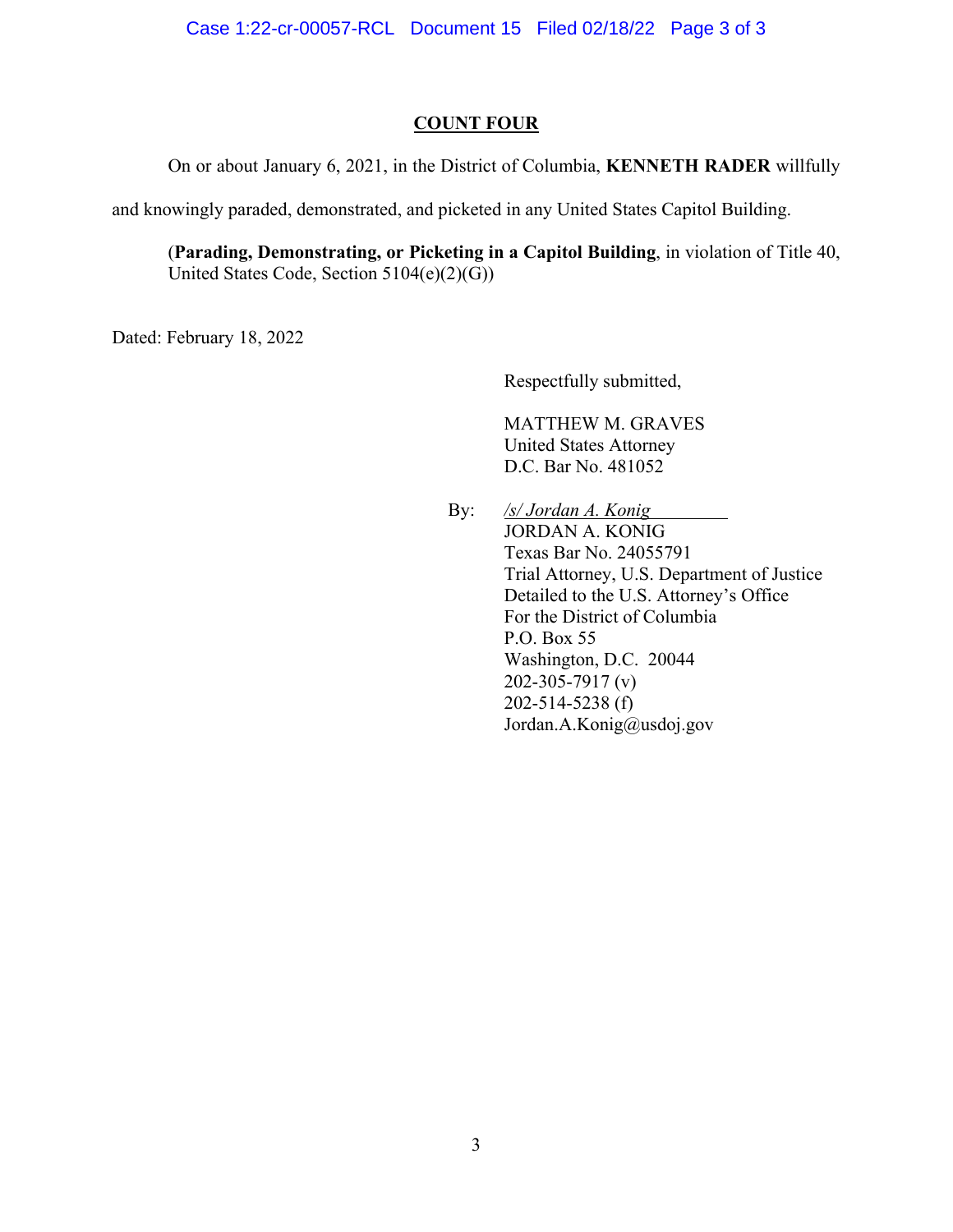## COUNT FOUR

On or about January 6, 2021, in the District of Columbia, **KENNETH RADER** willfully and knowingly paraded, demonstrated, and picketed in any United States Capitol Building.

(**Parading, Demonstrating, or Picketing in a Capitol Building**, in violation of Title 40, United States Code, Section 5104(e)(2)(G))

Dated: February 18, 2022

Respectfully submitted,

MATTHEW M. GRAVES
United States Attorney
D.C. Bar No. 481052

By: */s/ Jordan A. Konig*
JORDAN A. KONIG
Texas Bar No. 24055791
Trial Attorney, U.S. Department of Justice
Detailed to the U.S. Attorney's Office
For the District of Columbia
P.O. Box 55
Washington, D.C. 20044
202-305-7917 (v)
202-514-5238 (f)
Jordan.A.Konig@usdoj.gov